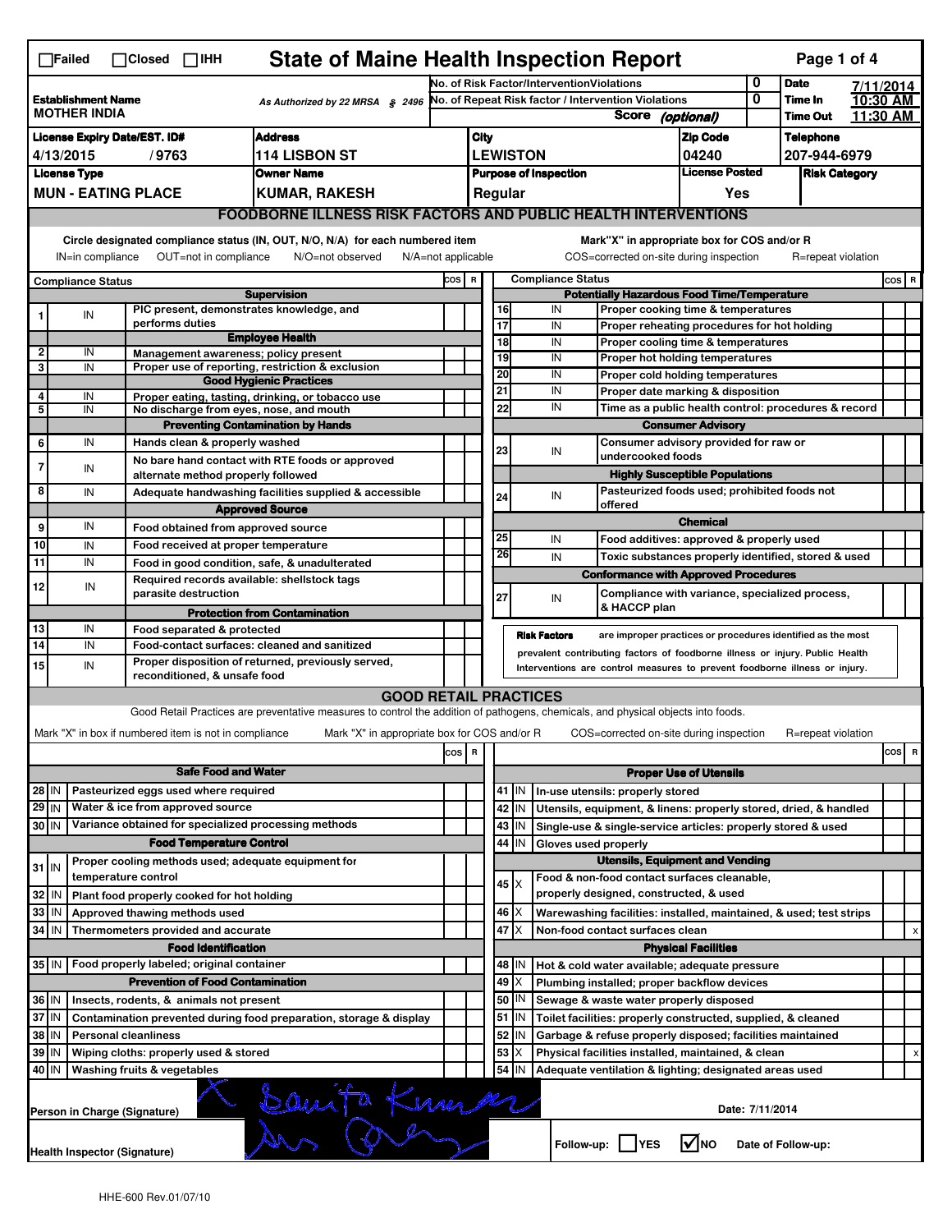☐Failed ☐Closed ☐IHH

# State of Maine Health Inspection Report

| | | | |
|---|---|---|---|
| **Establishment Name** MOTHER INDIA | As Authorized by 22 MRSA § 2496 | No. of Risk Factor/Intervention Violations: 0 | **Date** 7/11/2014 |
| | | No. of Repeat Risk factor / Intervention Violations: 0 | **Time In** 10:30 AM |
| | | Score (optional) | **Time Out** 11:30 AM |

| License Expiry Date/EST. ID# | Address | City | Zip Code | Telephone |
|---|---|---|---|---|
| 4/13/2015 / 9763 | 114 LISBON ST | LEWISTON | 04240 | 207-944-6979 |
| **License Type** | **Owner Name** | **Purpose of Inspection** | **License Posted** | **Risk Category** |
| MUN - EATING PLACE | KUMAR, RAKESH | Regular | Yes | |

## FOODBORNE ILLNESS RISK FACTORS AND PUBLIC HEALTH INTERVENTIONS

Circle designated compliance status (IN, OUT, N/O, N/A) for each numbered item — IN=in compliance OUT=not in compliance N/O=not observed N/A=not applicable

Mark"X" in appropriate box for COS and/or R — COS=corrected on-site during inspection R=repeat violation

| # | Compliance Status | Item | COS | R |
|---|---|---|---|---|
| | | **Supervision** | | |
| 1 | IN | PIC present, demonstrates knowledge, and performs duties | | |
| | | **Employee Health** | | |
| 2 | IN | Management awareness; policy present | | |
| 3 | IN | Proper use of reporting, restriction & exclusion | | |
| | | **Good Hygienic Practices** | | |
| 4 | IN | Proper eating, tasting, drinking, or tobacco use | | |
| 5 | IN | No discharge from eyes, nose, and mouth | | |
| | | **Preventing Contamination by Hands** | | |
| 6 | IN | Hands clean & properly washed | | |
| 7 | IN | No bare hand contact with RTE foods or approved alternate method properly followed | | |
| 8 | IN | Adequate handwashing facilities supplied & accessible | | |
| | | **Approved Source** | | |
| 9 | IN | Food obtained from approved source | | |
| 10 | IN | Food received at proper temperature | | |
| 11 | IN | Food in good condition, safe, & unadulterated | | |
| 12 | IN | Required records available: shellstock tags parasite destruction | | |
| | | **Protection from Contamination** | | |
| 13 | IN | Food separated & protected | | |
| 14 | IN | Food-contact surfaces: cleaned and sanitized | | |
| 15 | IN | Proper disposition of returned, previously served, reconditioned, & unsafe food | | |
| | | **Potentially Hazardous Food Time/Temperature** | | |
| 16 | IN | Proper cooking time & temperatures | | |
| 17 | IN | Proper reheating procedures for hot holding | | |
| 18 | IN | Proper cooling time & temperatures | | |
| 19 | IN | Proper hot holding temperatures | | |
| 20 | IN | Proper cold holding temperatures | | |
| 21 | IN | Proper date marking & disposition | | |
| 22 | IN | Time as a public health control: procedures & record | | |
| | | **Consumer Advisory** | | |
| 23 | IN | Consumer advisory provided for raw or undercooked foods | | |
| | | **Highly Susceptible Populations** | | |
| 24 | IN | Pasteurized foods used; prohibited foods not offered | | |
| | | **Chemical** | | |
| 25 | IN | Food additives: approved & properly used | | |
| 26 | IN | Toxic substances properly identified, stored & used | | |
| | | **Conformance with Approved Procedures** | | |
| 27 | IN | Compliance with variance, specialized process, & HACCP plan | | |

**Risk Factors** are improper practices or procedures identified as the most prevalent contributing factors of foodborne illness or injury. Public Health Interventions are control measures to prevent foodborne illness or injury.

## GOOD RETAIL PRACTICES

Good Retail Practices are preventative measures to control the addition of pathogens, chemicals, and physical objects into foods.

Mark "X" in box if numbered item is not in compliance — Mark "X" in appropriate box for COS and/or R — COS=corrected on-site during inspection R=repeat violation

| # | Status | Item | COS | R |
|---|---|---|---|---|
| | | **Safe Food and Water** | | |
| 28 | IN | Pasteurized eggs used where required | | |
| 29 | IN | Water & ice from approved source | | |
| 30 | IN | Variance obtained for specialized processing methods | | |
| | | **Food Temperature Control** | | |
| 31 | IN | Proper cooling methods used; adequate equipment for temperature control | | |
| 32 | IN | Plant food properly cooked for hot holding | | |
| 33 | IN | Approved thawing methods used | | |
| 34 | IN | Thermometers provided and accurate | | |
| | | **Food Identification** | | |
| 35 | IN | Food properly labeled; original container | | |
| | | **Prevention of Food Contamination** | | |
| 36 | IN | Insects, rodents, & animals not present | | |
| 37 | IN | Contamination prevented during food preparation, storage & display | | |
| 38 | IN | Personal cleanliness | | |
| 39 | IN | Wiping cloths: properly used & stored | | |
| 40 | IN | Washing fruits & vegetables | | |
| | | **Proper Use of Utensils** | | |
| 41 | IN | In-use utensils: properly stored | | |
| 42 | IN | Utensils, equipment, & linens: properly stored, dried, & handled | | |
| 43 | IN | Single-use & single-service articles: properly stored & used | | |
| 44 | IN | Gloves used properly | | |
| | | **Utensils, Equipment and Vending** | | |
| 45 | X | Food & non-food contact surfaces cleanable, properly designed, constructed, & used | | |
| 46 | X | Warewashing facilities: installed, maintained, & used; test strips | | |
| 47 | X | Non-food contact surfaces clean | | x |
| | | **Physical Facilities** | | |
| 48 | IN | Hot & cold water available; adequate pressure | | |
| 49 | X | Plumbing installed; proper backflow devices | | |
| 50 | IN | Sewage & waste water properly disposed | | |
| 51 | IN | Toilet facilities: properly constructed, supplied, & cleaned | | |
| 52 | IN | Garbage & refuse properly disposed; facilities maintained | | |
| 53 | X | Physical facilities installed, maintained, & clean | | x |
| 54 | IN | Adequate ventilation & lighting; designated areas used | | |

Person in Charge (Signature): X Sanita Kumar — Date: 7/11/2014

Health Inspector (Signature): [signature] — Follow-up: ☐ YES ☑ NO — Date of Follow-up:

HHE-600 Rev.01/07/10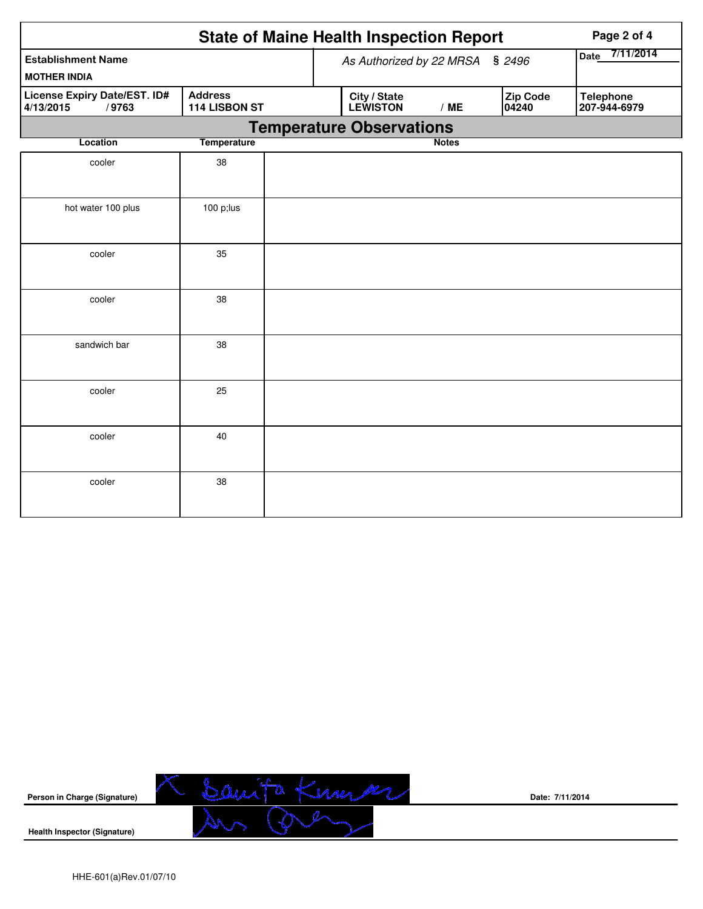# State of Maine Health Inspection Report

| Establishment Name | As Authorized by 22 MRSA § 2496 | | | Date 7/11/2014 |
|---|---|---|---|---|
| MOTHER INDIA | | | | |
| License Expiry Date/EST. ID# | Address | City / State | Zip Code | Telephone |
| 4/13/2015 / 9763 | 114 LISBON ST | LEWISTON / ME | 04240 | 207-944-6979 |

## Temperature Observations

| Location | Temperature | Notes |
|---|---|---|
| cooler | 38 | |
| hot water 100 plus | 100 p;lus | |
| cooler | 35 | |
| cooler | 38 | |
| sandwich bar | 38 | |
| cooler | 25 | |
| cooler | 40 | |
| cooler | 38 | |

**Person in Charge (Signature)** X Sanita Kumar **Date: 7/11/2014**

**Health Inspector (Signature)**

HHE-601(a)Rev.01/07/10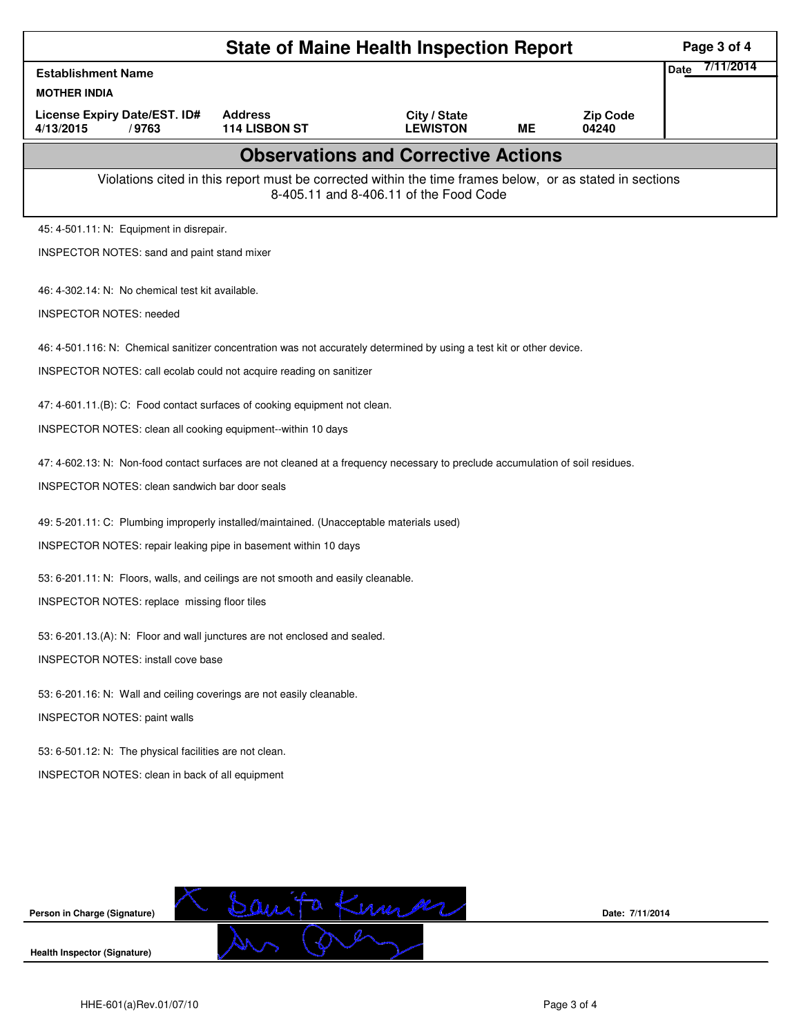# State of Maine Health Inspection Report

| Establishment Name | | | | | Date 7/11/2014 |
| --- | --- | --- | --- | --- | --- |
| MOTHER INDIA | | | | | |
| License Expiry Date/EST. ID# | Address | City / State | | Zip Code | |
| 4/13/2015 / 9763 | 114 LISBON ST | LEWISTON | ME | 04240 | |

## Observations and Corrective Actions

Violations cited in this report must be corrected within the time frames below, or as stated in sections 8-405.11 and 8-406.11 of the Food Code

45: 4-501.11: N: Equipment in disrepair.

INSPECTOR NOTES: sand and paint stand mixer

46: 4-302.14: N: No chemical test kit available.

INSPECTOR NOTES: needed

46: 4-501.116: N: Chemical sanitizer concentration was not accurately determined by using a test kit or other device.

INSPECTOR NOTES: call ecolab could not acquire reading on sanitizer

47: 4-601.11.(B): C: Food contact surfaces of cooking equipment not clean.

INSPECTOR NOTES: clean all cooking equipment--within 10 days

47: 4-602.13: N: Non-food contact surfaces are not cleaned at a frequency necessary to preclude accumulation of soil residues.

INSPECTOR NOTES: clean sandwich bar door seals

49: 5-201.11: C: Plumbing improperly installed/maintained. (Unacceptable materials used)

INSPECTOR NOTES: repair leaking pipe in basement within 10 days

53: 6-201.11: N: Floors, walls, and ceilings are not smooth and easily cleanable.

INSPECTOR NOTES: replace missing floor tiles

53: 6-201.13.(A): N: Floor and wall junctures are not enclosed and sealed.

INSPECTOR NOTES: install cove base

53: 6-201.16: N: Wall and ceiling coverings are not easily cleanable.

INSPECTOR NOTES: paint walls

53: 6-501.12: N: The physical facilities are not clean.

INSPECTOR NOTES: clean in back of all equipment

Person in Charge (Signature): X Sanita Kumar    Date: 7/11/2014

Health Inspector (Signature):

HHE-601(a)Rev.01/07/10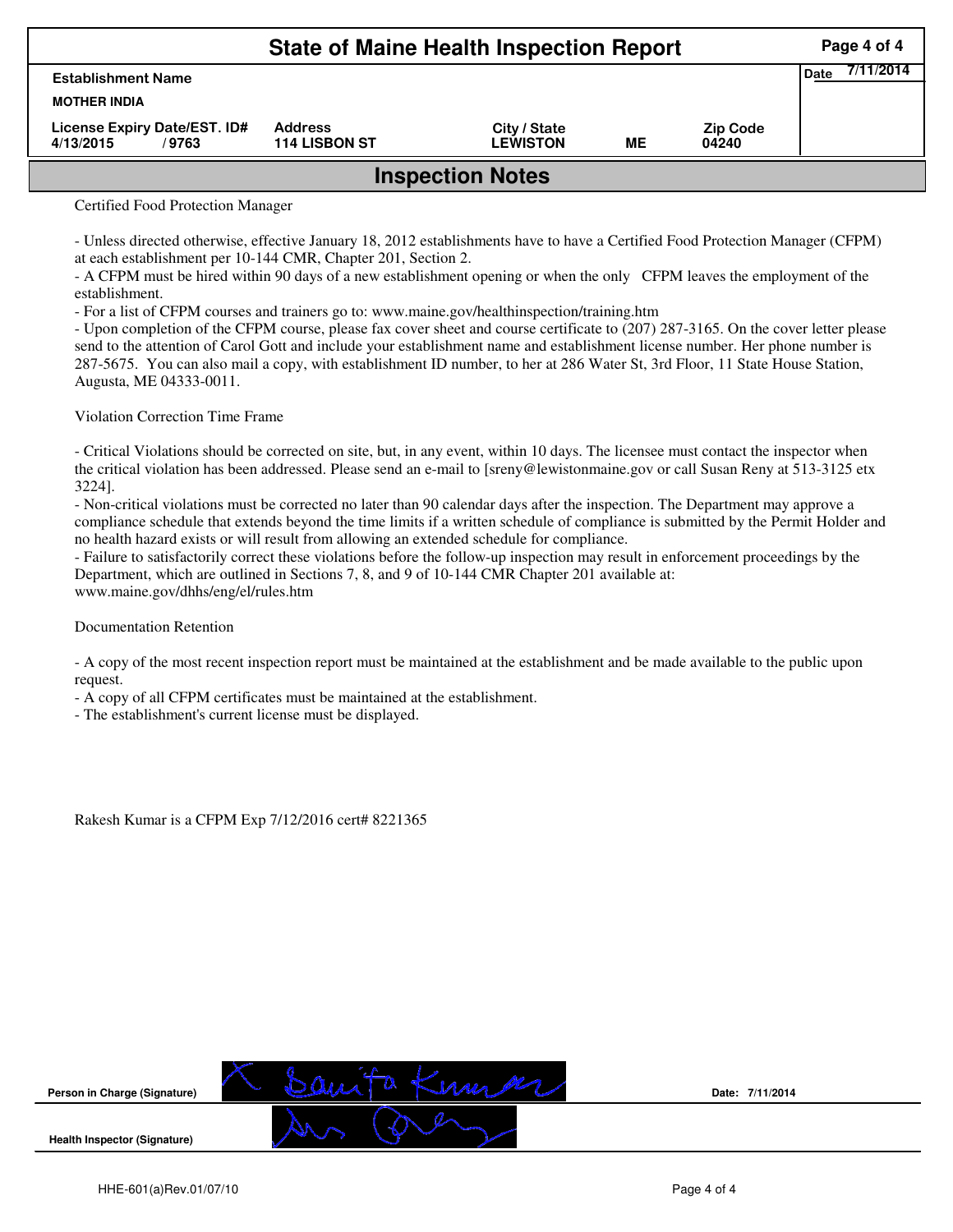# State of Maine Health Inspection Report

| Establishment Name | | | | | Date 7/11/2014 |
|---|---|---|---|---|---|
| MOTHER INDIA | | | | | |
| License Expiry Date/EST. ID# | Address | City / State | | Zip Code | |
| 4/13/2015 / 9763 | 114 LISBON ST | LEWISTON | ME | 04240 | |

## Inspection Notes

Certified Food Protection Manager

- Unless directed otherwise, effective January 18, 2012 establishments have to have a Certified Food Protection Manager (CFPM) at each establishment per 10-144 CMR, Chapter 201, Section 2.
- A CFPM must be hired within 90 days of a new establishment opening or when the only CFPM leaves the employment of the establishment.
- For a list of CFPM courses and trainers go to: www.maine.gov/healthinspection/training.htm
- Upon completion of the CFPM course, please fax cover sheet and course certificate to (207) 287-3165. On the cover letter please send to the attention of Carol Gott and include your establishment name and establishment license number. Her phone number is 287-5675. You can also mail a copy, with establishment ID number, to her at 286 Water St, 3rd Floor, 11 State House Station, Augusta, ME 04333-0011.

Violation Correction Time Frame

- Critical Violations should be corrected on site, but, in any event, within 10 days. The licensee must contact the inspector when the critical violation has been addressed. Please send an e-mail to [sreny@lewistonmaine.gov or call Susan Reny at 513-3125 etx 3224].
- Non-critical violations must be corrected no later than 90 calendar days after the inspection. The Department may approve a compliance schedule that extends beyond the time limits if a written schedule of compliance is submitted by the Permit Holder and no health hazard exists or will result from allowing an extended schedule for compliance.
- Failure to satisfactorily correct these violations before the follow-up inspection may result in enforcement proceedings by the Department, which are outlined in Sections 7, 8, and 9 of 10-144 CMR Chapter 201 available at: www.maine.gov/dhhs/eng/el/rules.htm

Documentation Retention

- A copy of the most recent inspection report must be maintained at the establishment and be made available to the public upon request.
- A copy of all CFPM certificates must be maintained at the establishment.
- The establishment's current license must be displayed.

Rakesh Kumar is a CFPM Exp 7/12/2016 cert# 8221365

**Person in Charge (Signature)** X Sanita Kumar **Date:** 7/11/2014

**Health Inspector (Signature)**

HHE-601(a)Rev.01/07/10